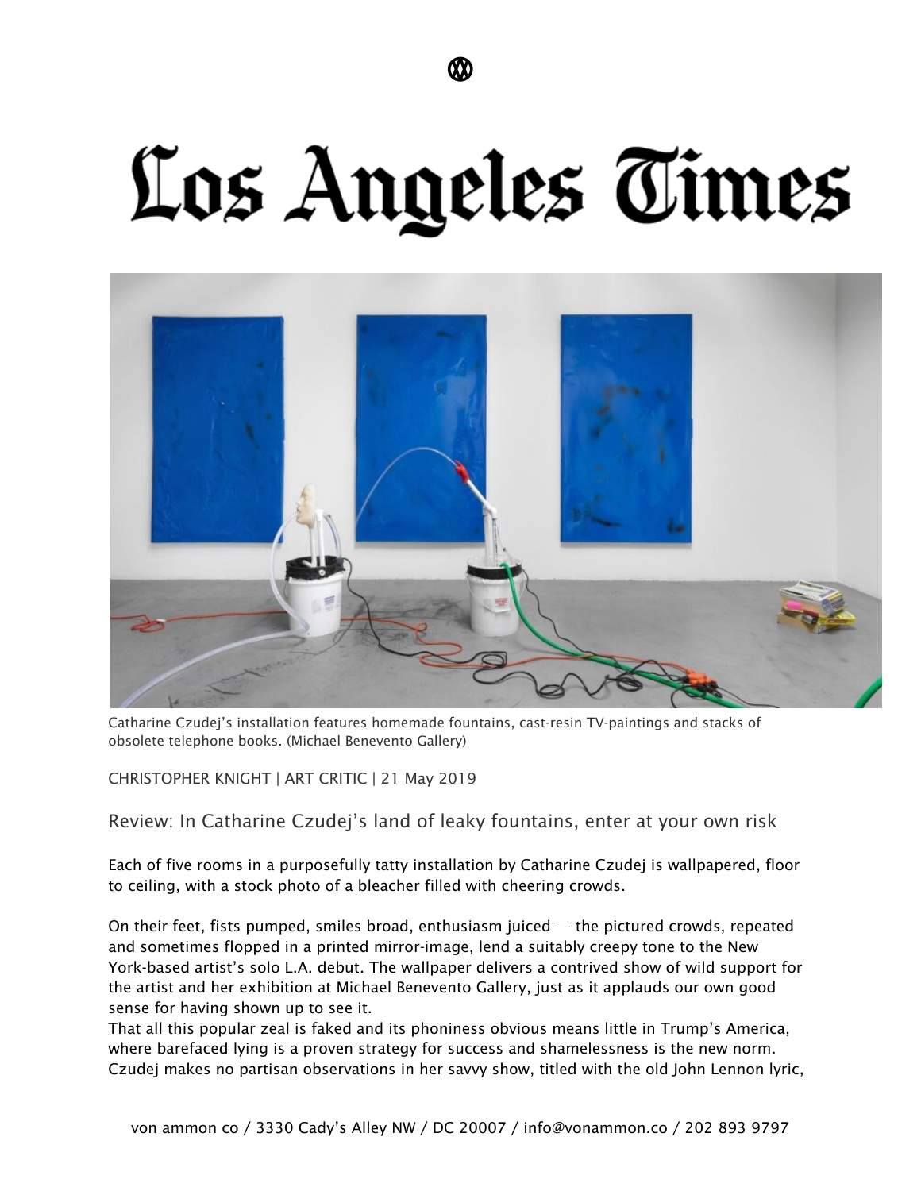# Los Angeles Times

Catharine Czudej's installation features homemade fountains, cast-resin TV-paintings and stacks of obsolete telephone books. (Michael Benevento Gallery)

CHRISTOPHER KNIGHT | ART CRITIC | 21 May 2019

## Review: In Catharine Czudej's land of leaky fountains, enter at your own risk

Each of five rooms in a purposefully tatty installation by Catharine Czudej is wallpapered, floor to ceiling, with a stock photo of a bleacher filled with cheering crowds.

On their feet, fists pumped, smiles broad, enthusiasm juiced — the pictured crowds, repeated and sometimes flopped in a printed mirror-image, lend a suitably creepy tone to the New York-based artist's solo L.A. debut. The wallpaper delivers a contrived show of wild support for the artist and her exhibition at Michael Benevento Gallery, just as it applauds our own good sense for having shown up to see it.

That all this popular zeal is faked and its phoniness obvious means little in Trump's America, where barefaced lying is a proven strategy for success and shamelessness is the new norm. Czudej makes no partisan observations in her savvy show, titled with the old John Lennon lyric,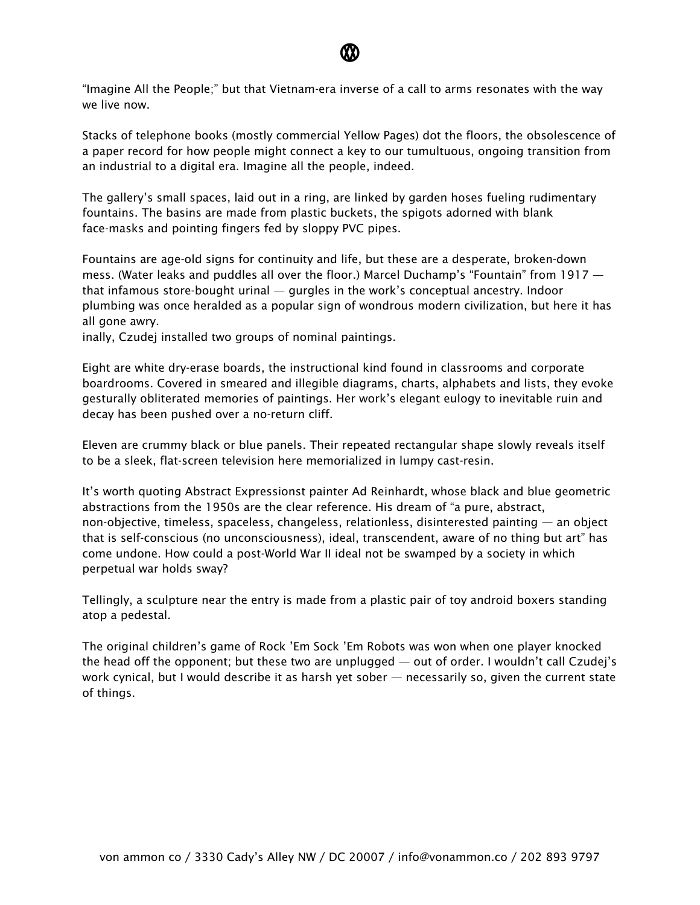"Imagine All the People;" but that Vietnam-era inverse of a call to arms resonates with the way we live now.

Stacks of telephone books (mostly commercial Yellow Pages) dot the floors, the obsolescence of a paper record for how people might connect a key to our tumultuous, ongoing transition from an industrial to a digital era. Imagine all the people, indeed.

The gallery's small spaces, laid out in a ring, are linked by garden hoses fueling rudimentary fountains. The basins are made from plastic buckets, the spigots adorned with blank face-masks and pointing fingers fed by sloppy PVC pipes.

Fountains are age-old signs for continuity and life, but these are a desperate, broken-down mess. (Water leaks and puddles all over the floor.) Marcel Duchamp's "Fountain" from 1917 — that infamous store-bought urinal — gurgles in the work's conceptual ancestry. Indoor plumbing was once heralded as a popular sign of wondrous modern civilization, but here it has all gone awry.
inally, Czudej installed two groups of nominal paintings.

Eight are white dry-erase boards, the instructional kind found in classrooms and corporate boardrooms. Covered in smeared and illegible diagrams, charts, alphabets and lists, they evoke gesturally obliterated memories of paintings. Her work's elegant eulogy to inevitable ruin and decay has been pushed over a no-return cliff.

Eleven are crummy black or blue panels. Their repeated rectangular shape slowly reveals itself to be a sleek, flat-screen television here memorialized in lumpy cast-resin.

It's worth quoting Abstract Expressionst painter Ad Reinhardt, whose black and blue geometric abstractions from the 1950s are the clear reference. His dream of "a pure, abstract, non-objective, timeless, spaceless, changeless, relationless, disinterested painting — an object that is self-conscious (no unconsciousness), ideal, transcendent, aware of no thing but art" has come undone. How could a post-World War II ideal not be swamped by a society in which perpetual war holds sway?

Tellingly, a sculpture near the entry is made from a plastic pair of toy android boxers standing atop a pedestal.

The original children's game of Rock 'Em Sock 'Em Robots was won when one player knocked the head off the opponent; but these two are unplugged — out of order. I wouldn't call Czudej's work cynical, but I would describe it as harsh yet sober — necessarily so, given the current state of things.

von ammon co / 3330 Cady's Alley NW / DC 20007 / info@vonammon.co / 202 893 9797